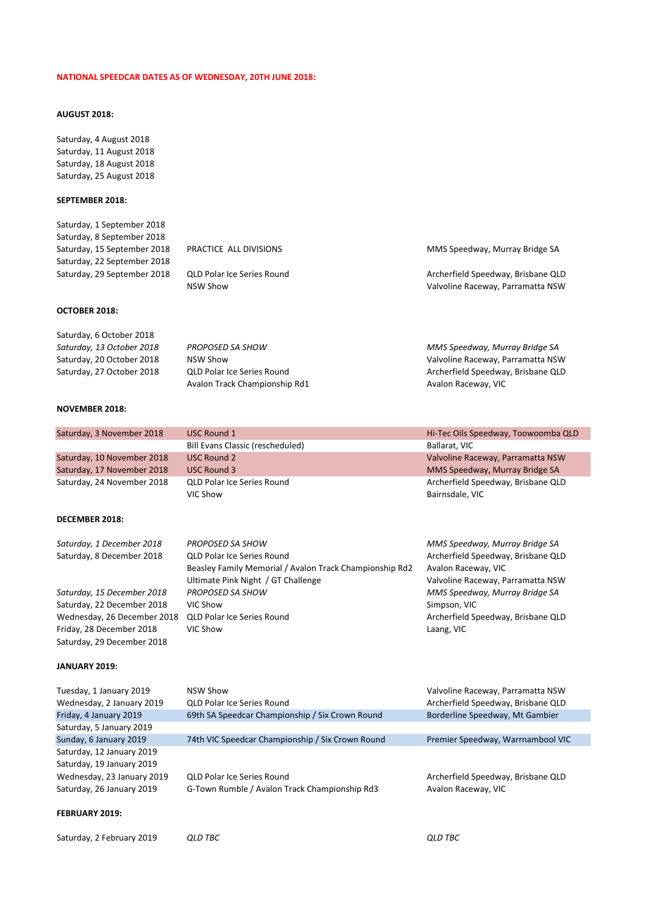**NATIONAL SPEEDCAR DATES AS OF WEDNESDAY, 20TH JUNE 2018:**

**AUGUST 2018:**

| Date | Event | Venue |
|---|---|---|
| Saturday, 4 August 2018 | | |
| Saturday, 11 August 2018 | | |
| Saturday, 18 August 2018 | | |
| Saturday, 25 August 2018 | | |

**SEPTEMBER 2018:**

| Date | Event | Venue |
|---|---|---|
| Saturday, 1 September 2018 | | |
| Saturday, 8 September 2018 | | |
| Saturday, 15 September 2018 | PRACTICE ALL DIVISIONS | MMS Speedway, Murray Bridge SA |
| Saturday, 22 September 2018 | | |
| Saturday, 29 September 2018 | QLD Polar Ice Series Round | Archerfield Speedway, Brisbane QLD |
| | NSW Show | Valvoline Raceway, Parramatta NSW |

**OCTOBER 2018:**

| Date | Event | Venue |
|---|---|---|
| Saturday, 6 October 2018 | | |
| *Saturday, 13 October 2018* | *PROPOSED SA SHOW* | *MMS Speedway, Murray Bridge SA* |
| Saturday, 20 October 2018 | NSW Show | Valvoline Raceway, Parramatta NSW |
| Saturday, 27 October 2018 | QLD Polar Ice Series Round | Archerfield Speedway, Brisbane QLD |
| | Avalon Track Championship Rd1 | Avalon Raceway, VIC |

**NOVEMBER 2018:**

| Date | Event | Venue |
|---|---|---|
| Saturday, 3 November 2018 | USC Round 1 | Hi-Tec Oils Speedway, Toowoomba QLD |
| | Bill Evans Classic (rescheduled) | Ballarat, VIC |
| Saturday, 10 November 2018 | USC Round 2 | Valvoline Raceway, Parramatta NSW |
| Saturday, 17 November 2018 | USC Round 3 | MMS Speedway, Murray Bridge SA |
| Saturday, 24 November 2018 | QLD Polar Ice Series Round | Archerfield Speedway, Brisbane QLD |
| | VIC Show | Bairnsdale, VIC |

**DECEMBER 2018:**

| Date | Event | Venue |
|---|---|---|
| *Saturday, 1 December 2018* | *PROPOSED SA SHOW* | *MMS Speedway, Murray Bridge SA* |
| Saturday, 8 December 2018 | QLD Polar Ice Series Round | Archerfield Speedway, Brisbane QLD |
| | Beasley Family Memorial / Avalon Track Championship Rd2 | Avalon Raceway, VIC |
| | Ultimate Pink Night / GT Challenge | Valvoline Raceway, Parramatta NSW |
| *Saturday, 15 December 2018* | *PROPOSED SA SHOW* | *MMS Speedway, Murray Bridge SA* |
| Saturday, 22 December 2018 | VIC Show | Simpson, VIC |
| Wednesday, 26 December 2018 | QLD Polar Ice Series Round | Archerfield Speedway, Brisbane QLD |
| Friday, 28 December 2018 | VIC Show | Laang, VIC |
| Saturday, 29 December 2018 | | |

**JANUARY 2019:**

| Date | Event | Venue |
|---|---|---|
| Tuesday, 1 January 2019 | NSW Show | Valvoline Raceway, Parramatta NSW |
| Wednesday, 2 January 2019 | QLD Polar Ice Series Round | Archerfield Speedway, Brisbane QLD |
| Friday, 4 January 2019 | 69th SA Speedcar Championship / Six Crown Round | Borderline Speedway, Mt Gambier |
| Saturday, 5 January 2019 | | |
| Sunday, 6 January 2019 | 74th VIC Speedcar Championship / Six Crown Round | Premier Speedway, Warrnambool VIC |
| Saturday, 12 January 2019 | | |
| Saturday, 19 January 2019 | | |
| Wednesday, 23 January 2019 | QLD Polar Ice Series Round | Archerfield Speedway, Brisbane QLD |
| Saturday, 26 January 2019 | G-Town Rumble / Avalon Track Championship Rd3 | Avalon Raceway, VIC |

**FEBRUARY 2019:**

| Date | Event | Venue |
|---|---|---|
| Saturday, 2 February 2019 | *QLD TBC* | *QLD TBC* |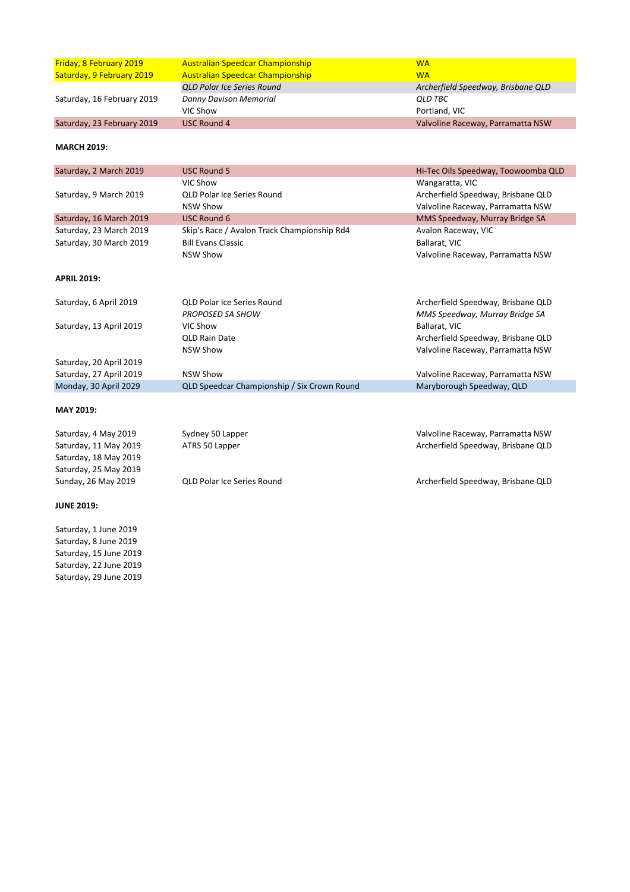| | | |
|---|---|---|
| Friday, 8 February 2019 | Australian Speedcar Championship | WA |
| Saturday, 9 February 2019 | Australian Speedcar Championship | WA |
| | *QLD Polar Ice Series Round* | *Archerfield Speedway, Brisbane QLD* |
| Saturday, 16 February 2019 | *Danny Davison Memorial* | *QLD TBC* |
| | VIC Show | Portland, VIC |
| Saturday, 23 February 2019 | USC Round 4 | Valvoline Raceway, Parramatta NSW |

**MARCH 2019:**

| | | |
|---|---|---|
| Saturday, 2 March 2019 | USC Round 5 | Hi-Tec Oils Speedway, Toowoomba QLD |
| | VIC Show | Wangaratta, VIC |
| Saturday, 9 March 2019 | QLD Polar Ice Series Round | Archerfield Speedway, Brisbane QLD |
| | NSW Show | Valvoline Raceway, Parramatta NSW |
| Saturday, 16 March 2019 | USC Round 6 | MMS Speedway, Murray Bridge SA |
| Saturday, 23 March 2019 | Skip's Race / Avalon Track Championship Rd4 | Avalon Raceway, VIC |
| Saturday, 30 March 2019 | Bill Evans Classic | Ballarat, VIC |
| | NSW Show | Valvoline Raceway, Parramatta NSW |

**APRIL 2019:**

| | | |
|---|---|---|
| Saturday, 6 April 2019 | QLD Polar Ice Series Round | Archerfield Speedway, Brisbane QLD |
| | *PROPOSED SA SHOW* | *MMS Speedway, Murray Bridge SA* |
| Saturday, 13 April 2019 | VIC Show | Ballarat, VIC |
| | QLD Rain Date | Archerfield Speedway, Brisbane QLD |
| | NSW Show | Valvoline Raceway, Parramatta NSW |
| Saturday, 20 April 2019 | | |
| Saturday, 27 April 2019 | NSW Show | Valvoline Raceway, Parramatta NSW |
| Monday, 30 April 2029 | QLD Speedcar Championship / Six Crown Round | Maryborough Speedway, QLD |

**MAY 2019:**

| | | |
|---|---|---|
| Saturday, 4 May 2019 | Sydney 50 Lapper | Valvoline Raceway, Parramatta NSW |
| Saturday, 11 May 2019 | ATRS 50 Lapper | Archerfield Speedway, Brisbane QLD |
| Saturday, 18 May 2019 | | |
| Saturday, 25 May 2019 | | |
| Sunday, 26 May 2019 | QLD Polar Ice Series Round | Archerfield Speedway, Brisbane QLD |

**JUNE 2019:**

Saturday, 1 June 2019
Saturday, 8 June 2019
Saturday, 15 June 2019
Saturday, 22 June 2019
Saturday, 29 June 2019